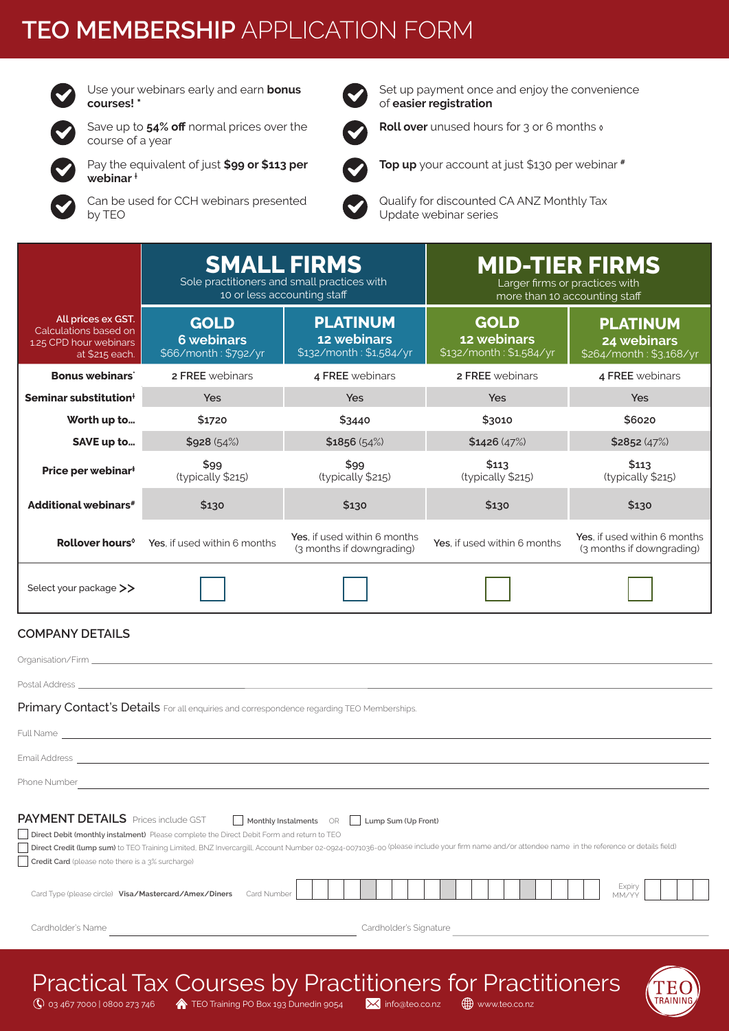# TEO MEMBERSHIP APPLICATION FORM

- Use your webinars early and earn **bonus courses!** *
- Save up to **54% off** normal prices over the course of a year
- Pay the equivalent of just **$99 or $113 per webinar** ‡
- Can be used for CCH webinars presented by TEO
- Set up payment once and enjoy the convenience of **easier registration**
- **Roll over** unused hours for 3 or 6 months ◊
- **Top up** your account at just $130 per webinar #
- Qualify for discounted CA ANZ Monthly Tax Update webinar series

| All prices ex GST. Calculations based on 1.25 CPD hour webinars at $215 each. | **SMALL FIRMS** Sole practitioners and small practices with 10 or less accounting staff | | **MID-TIER FIRMS** Larger firms or practices with more than 10 accounting staff | |
|---|---|---|---|---|
| | **GOLD** 6 webinars $66/month : $792/yr | **PLATINUM** 12 webinars $132/month : $1,584/yr | **GOLD** 12 webinars $132/month : $1,584/yr | **PLATINUM** 24 webinars $264/month : $3,168/yr |
| **Bonus webinars*** | 2 FREE webinars | 4 FREE webinars | 2 FREE webinars | 4 FREE webinars |
| **Seminar substitution†** | Yes | Yes | Yes | Yes |
| **Worth up to...** | $1720 | $3440 | $3010 | $6020 |
| **SAVE up to...** | $928 (54%) | $1856 (54%) | $1426 (47%) | $2852 (47%) |
| **Price per webinar‡** | $99 (typically $215) | $99 (typically $215) | $113 (typically $215) | $113 (typically $215) |
| **Additional webinars#** | $130 | $130 | $130 | $130 |
| **Rollover hours◊** | **Yes**, if used within 6 months | **Yes**, if used within 6 months (3 months if downgrading) | **Yes**, if used within 6 months | **Yes**, if used within 6 months (3 months if downgrading) |
| Select your package >> | ☐ | ☐ | ☐ | ☐ |

## COMPANY DETAILS

Organisation/Firm ______________________

Postal Address ______________________

### Primary Contact's Details

For all enquiries and correspondence regarding TEO Memberships.

Full Name ______________________

Email Address ______________________

Phone Number ______________________

## PAYMENT DETAILS

Prices include GST

☐ **Monthly Instalments** OR ☐ **Lump Sum (Up Front)**

☐ **Direct Debit (monthly instalment)** Please complete the Direct Debit Form and return to TEO

☐ **Direct Credit (lump sum)** to TEO Training Limited, BNZ Invercargill, Account Number 02-0924-0071036-00 (please include your firm name and/or attendee name in the reference or details field)

☐ **Credit Card** (please note there is a 3% surcharge)

Card Type (please circle) **Visa/Mastercard/Amex/Diners** Card Number ______________________ Expiry MM/YY ______

Cardholder's Name ______________________ Cardholder's Signature ______________________

Practical Tax Courses by Practitioners for Practitioners

03 467 7000 | 0800 273 746 — TEO Training PO Box 193 Dunedin 9054 — info@teo.co.nz — www.teo.co.nz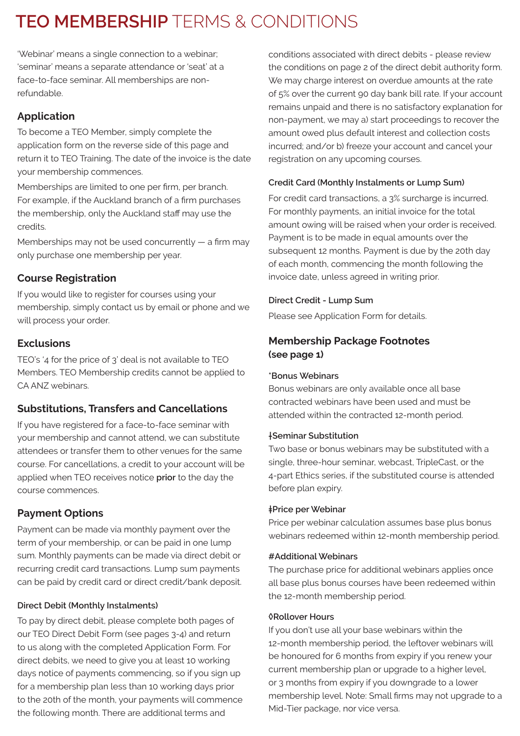# TEO MEMBERSHIP TERMS & CONDITIONS

'Webinar' means a single connection to a webinar; 'seminar' means a separate attendance or 'seat' at a face-to-face seminar. All memberships are non-refundable.

## Application

To become a TEO Member, simply complete the application form on the reverse side of this page and return it to TEO Training. The date of the invoice is the date your membership commences.

Memberships are limited to one per firm, per branch. For example, if the Auckland branch of a firm purchases the membership, only the Auckland staff may use the credits.

Memberships may not be used concurrently — a firm may only purchase one membership per year.

## Course Registration

If you would like to register for courses using your membership, simply contact us by email or phone and we will process your order.

## Exclusions

TEO's '4 for the price of 3' deal is not available to TEO Members. TEO Membership credits cannot be applied to CA ANZ webinars.

## Substitutions, Transfers and Cancellations

If you have registered for a face-to-face seminar with your membership and cannot attend, we can substitute attendees or transfer them to other venues for the same course. For cancellations, a credit to your account will be applied when TEO receives notice **prior** to the day the course commences.

## Payment Options

Payment can be made via monthly payment over the term of your membership, or can be paid in one lump sum. Monthly payments can be made via direct debit or recurring credit card transactions. Lump sum payments can be paid by credit card or direct credit/bank deposit.

### Direct Debit (Monthly Instalments)

To pay by direct debit, please complete both pages of our TEO Direct Debit Form (see pages 3-4) and return to us along with the completed Application Form. For direct debits, we need to give you at least 10 working days notice of payments commencing, so if you sign up for a membership plan less than 10 working days prior to the 20th of the month, your payments will commence the following month. There are additional terms and conditions associated with direct debits - please review the conditions on page 2 of the direct debit authority form. We may charge interest on overdue amounts at the rate of 5% over the current 90 day bank bill rate. If your account remains unpaid and there is no satisfactory explanation for non-payment, we may a) start proceedings to recover the amount owed plus default interest and collection costs incurred; and/or b) freeze your account and cancel your registration on any upcoming courses.

### Credit Card (Monthly Instalments or Lump Sum)

For credit card transactions, a 3% surcharge is incurred. For monthly payments, an initial invoice for the total amount owing will be raised when your order is received. Payment is to be made in equal amounts over the subsequent 12 months. Payment is due by the 20th day of each month, commencing the month following the invoice date, unless agreed in writing prior.

### Direct Credit - Lump Sum

Please see Application Form for details.

## Membership Package Footnotes (see page 1)

### *Bonus Webinars

Bonus webinars are only available once all base contracted webinars have been used and must be attended within the contracted 12-month period.

### ǂSeminar Substitution

Two base or bonus webinars may be substituted with a single, three-hour seminar, webcast, TripleCast, or the 4-part Ethics series, if the substituted course is attended before plan expiry.

### ǂPrice per Webinar

Price per webinar calculation assumes base plus bonus webinars redeemed within 12-month membership period.

### #Additional Webinars

The purchase price for additional webinars applies once all base plus bonus courses have been redeemed within the 12-month membership period.

### ◊Rollover Hours

If you don't use all your base webinars within the 12-month membership period, the leftover webinars will be honoured for 6 months from expiry if you renew your current membership plan or upgrade to a higher level, or 3 months from expiry if you downgrade to a lower membership level. Note: Small firms may not upgrade to a Mid-Tier package, nor vice versa.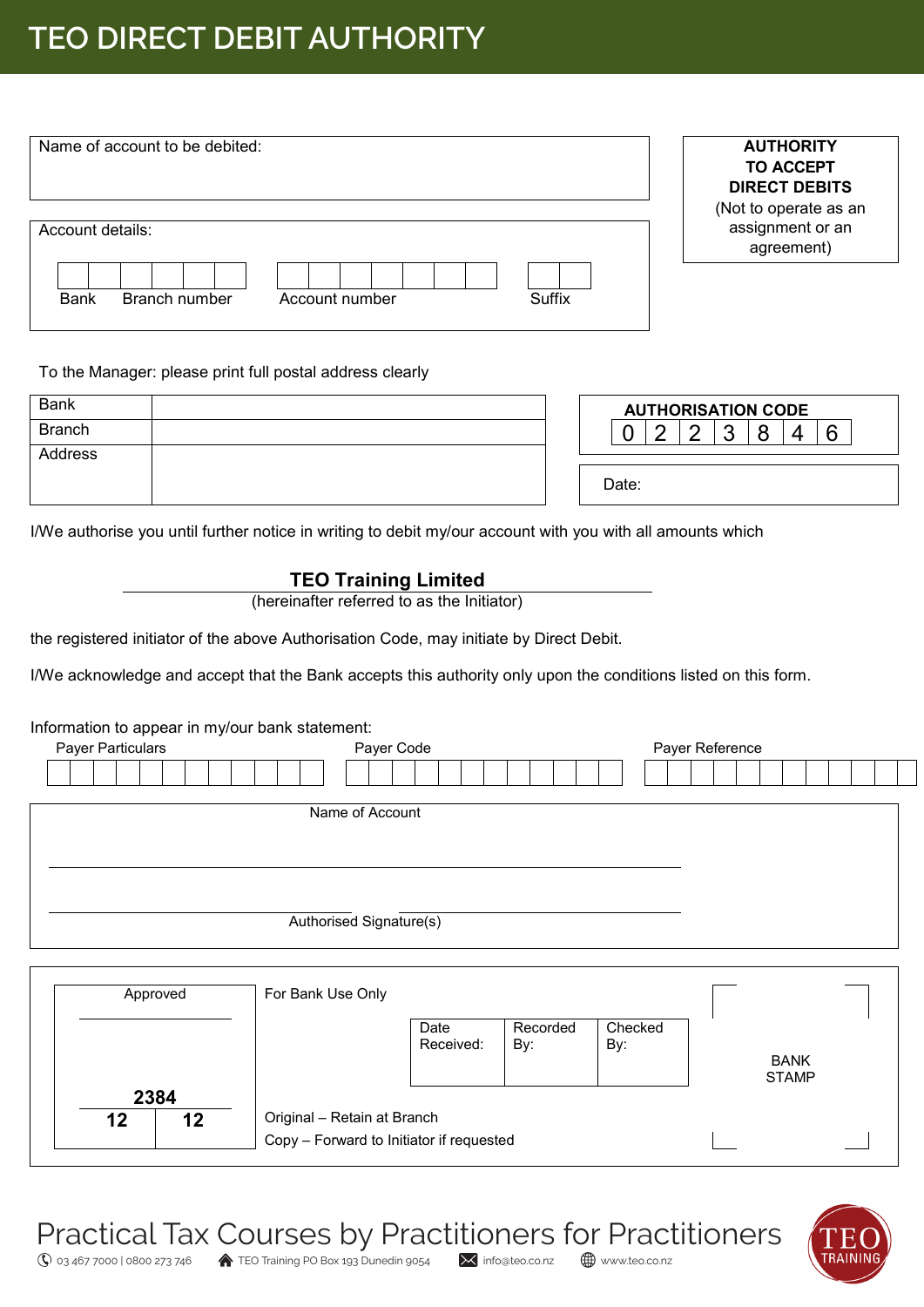# TEO DIRECT DEBIT AUTHORITY

Name of account to be debited:

Account details:

| | | | | | | | | | | | | | | | |
|---|---|---|---|---|---|---|---|---|---|---|---|---|---|---|---|
| Bank | | Branch number | | | | Account number | | | | | | | | Suffix | |

**AUTHORITY TO ACCEPT DIRECT DEBITS**
(Not to operate as an assignment or an agreement)

To the Manager: please print full postal address clearly

| | |
|---|---|
| Bank | |
| Branch | |
| Address | |

**AUTHORISATION CODE**

| 0 | 2 | 2 | 3 | 8 | 4 | 6 |
|---|---|---|---|---|---|---|

Date:

I/We authorise you until further notice in writing to debit my/our account with you with all amounts which

**TEO Training Limited**
(hereinafter referred to as the Initiator)

the registered initiator of the above Authorisation Code, may initiate by Direct Debit.

I/We acknowledge and accept that the Bank accepts this authority only upon the conditions listed on this form.

Information to appear in my/our bank statement:

| Payer Particulars | Payer Code | Payer Reference |
|---|---|---|
| | | |

Name of Account

Authorised Signature(s)

| Approved |
|---|
| **2384** |
| **12** &nbsp;&nbsp; **12** |

For Bank Use Only

| Date Received: | Recorded By: | Checked By: |
|---|---|---|
| | | |

BANK STAMP

Original – Retain at Branch
Copy – Forward to Initiator if requested

Practical Tax Courses by Practitioners for Practitioners
03 467 7000 | 0800 273 746 &nbsp; TEO Training PO Box 193 Dunedin 9054 &nbsp; info@teo.co.nz &nbsp; www.teo.co.nz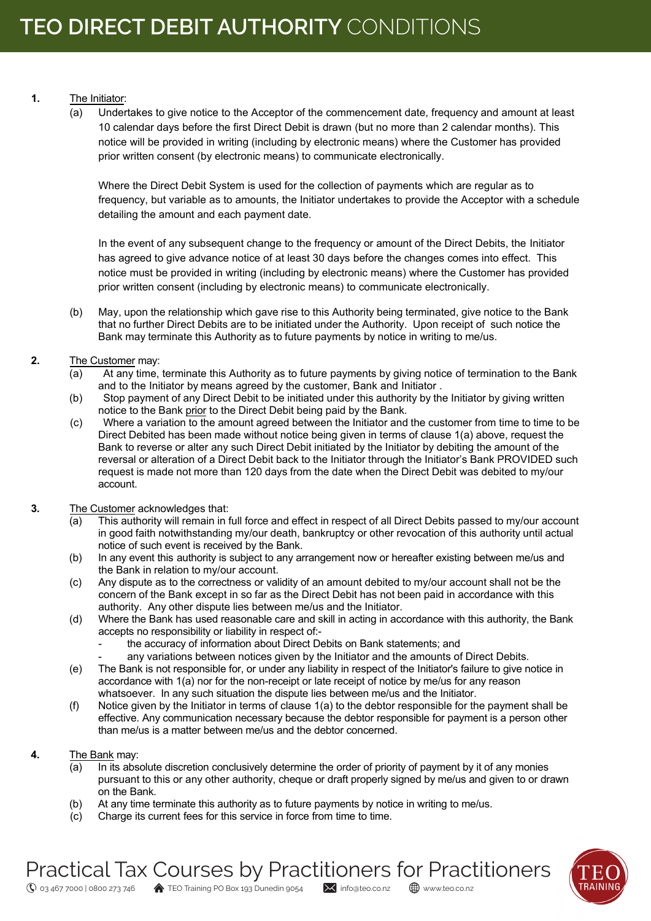# TEO DIRECT DEBIT AUTHORITY CONDITIONS

1. The Initiator:
   (a) Undertakes to give notice to the Acceptor of the commencement date, frequency and amount at least 10 calendar days before the first Direct Debit is drawn (but no more than 2 calendar months). This notice will be provided in writing (including by electronic means) where the Customer has provided prior written consent (by electronic means) to communicate electronically.

   Where the Direct Debit System is used for the collection of payments which are regular as to frequency, but variable as to amounts, the Initiator undertakes to provide the Acceptor with a schedule detailing the amount and each payment date.

   In the event of any subsequent change to the frequency or amount of the Direct Debits, the Initiator has agreed to give advance notice of at least 30 days before the changes comes into effect. This notice must be provided in writing (including by electronic means) where the Customer has provided prior written consent (including by electronic means) to communicate electronically.

   (b) May, upon the relationship which gave rise to this Authority being terminated, give notice to the Bank that no further Direct Debits are to be initiated under the Authority. Upon receipt of such notice the Bank may terminate this Authority as to future payments by notice in writing to me/us.

2. The Customer may:
   (a) At any time, terminate this Authority as to future payments by giving notice of termination to the Bank and to the Initiator by means agreed by the customer, Bank and Initiator .
   (b) Stop payment of any Direct Debit to be initiated under this authority by the Initiator by giving written notice to the Bank prior to the Direct Debit being paid by the Bank.
   (c) Where a variation to the amount agreed between the Initiator and the customer from time to time to be Direct Debited has been made without notice being given in terms of clause 1(a) above, request the Bank to reverse or alter any such Direct Debit initiated by the Initiator by debiting the amount of the reversal or alteration of a Direct Debit back to the Initiator through the Initiator's Bank PROVIDED such request is made not more than 120 days from the date when the Direct Debit was debited to my/our account.

3. The Customer acknowledges that:
   (a) This authority will remain in full force and effect in respect of all Direct Debits passed to my/our account in good faith notwithstanding my/our death, bankruptcy or other revocation of this authority until actual notice of such event is received by the Bank.
   (b) In any event this authority is subject to any arrangement now or hereafter existing between me/us and the Bank in relation to my/our account.
   (c) Any dispute as to the correctness or validity of an amount debited to my/our account shall not be the concern of the Bank except in so far as the Direct Debit has not been paid in accordance with this authority. Any other dispute lies between me/us and the Initiator.
   (d) Where the Bank has used reasonable care and skill in acting in accordance with this authority, the Bank accepts no responsibility or liability in respect of:-
      - the accuracy of information about Direct Debits on Bank statements; and
      - any variations between notices given by the Initiator and the amounts of Direct Debits.
   (e) The Bank is not responsible for, or under any liability in respect of the Initiator's failure to give notice in accordance with 1(a) nor for the non-receipt or late receipt of notice by me/us for any reason whatsoever. In any such situation the dispute lies between me/us and the Initiator.
   (f) Notice given by the Initiator in terms of clause 1(a) to the debtor responsible for the payment shall be effective. Any communication necessary because the debtor responsible for payment is a person other than me/us is a matter between me/us and the debtor concerned.

4. The Bank may:
   (a) In its absolute discretion conclusively determine the order of priority of payment by it of any monies pursuant to this or any other authority, cheque or draft properly signed by me/us and given to or drawn on the Bank.
   (b) At any time terminate this authority as to future payments by notice in writing to me/us.
   (c) Charge its current fees for this service in force from time to time.

Practical Tax Courses by Practitioners for Practitioners

03 467 7000 | 0800 273 746 | TEO Training PO Box 193 Dunedin 9054 | info@teo.co.nz | www.teo.co.nz